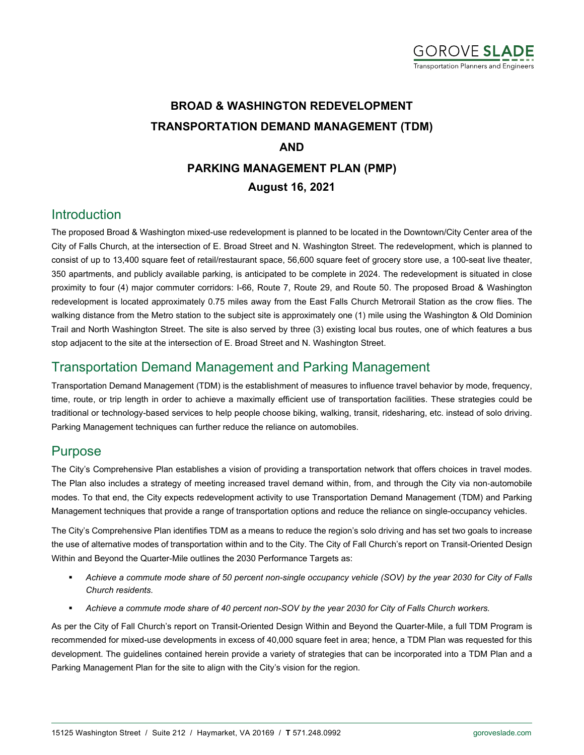# BROAD & WASHINGTON REDEVELOPMENT
# TRANSPORTATION DEMAND MANAGEMENT (TDM)
# AND
# PARKING MANAGEMENT PLAN (PMP)

**August 16, 2021**

## Introduction

The proposed Broad & Washington mixed-use redevelopment is planned to be located in the Downtown/City Center area of the City of Falls Church, at the intersection of E. Broad Street and N. Washington Street. The redevelopment, which is planned to consist of up to 13,400 square feet of retail/restaurant space, 56,600 square feet of grocery store use, a 100-seat live theater, 350 apartments, and publicly available parking, is anticipated to be complete in 2024. The redevelopment is situated in close proximity to four (4) major commuter corridors: I-66, Route 7, Route 29, and Route 50. The proposed Broad & Washington redevelopment is located approximately 0.75 miles away from the East Falls Church Metrorail Station as the crow flies. The walking distance from the Metro station to the subject site is approximately one (1) mile using the Washington & Old Dominion Trail and North Washington Street. The site is also served by three (3) existing local bus routes, one of which features a bus stop adjacent to the site at the intersection of E. Broad Street and N. Washington Street.

## Transportation Demand Management and Parking Management

Transportation Demand Management (TDM) is the establishment of measures to influence travel behavior by mode, frequency, time, route, or trip length in order to achieve a maximally efficient use of transportation facilities. These strategies could be traditional or technology-based services to help people choose biking, walking, transit, ridesharing, etc. instead of solo driving. Parking Management techniques can further reduce the reliance on automobiles.

## Purpose

The City's Comprehensive Plan establishes a vision of providing a transportation network that offers choices in travel modes. The Plan also includes a strategy of meeting increased travel demand within, from, and through the City via non-automobile modes. To that end, the City expects redevelopment activity to use Transportation Demand Management (TDM) and Parking Management techniques that provide a range of transportation options and reduce the reliance on single-occupancy vehicles.

The City's Comprehensive Plan identifies TDM as a means to reduce the region's solo driving and has set two goals to increase the use of alternative modes of transportation within and to the City. The City of Fall Church's report on Transit-Oriented Design Within and Beyond the Quarter-Mile outlines the 2030 Performance Targets as:

- *Achieve a commute mode share of 50 percent non-single occupancy vehicle (SOV) by the year 2030 for City of Falls Church residents.*
- *Achieve a commute mode share of 40 percent non-SOV by the year 2030 for City of Falls Church workers.*

As per the City of Fall Church's report on Transit-Oriented Design Within and Beyond the Quarter-Mile, a full TDM Program is recommended for mixed-use developments in excess of 40,000 square feet in area; hence, a TDM Plan was requested for this development. The guidelines contained herein provide a variety of strategies that can be incorporated into a TDM Plan and a Parking Management Plan for the site to align with the City's vision for the region.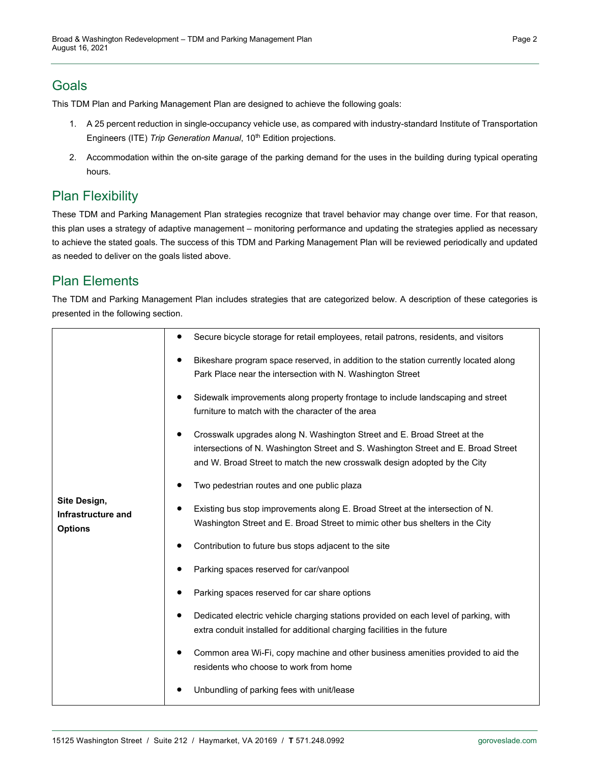## Goals

This TDM Plan and Parking Management Plan are designed to achieve the following goals:

1. A 25 percent reduction in single-occupancy vehicle use, as compared with industry-standard Institute of Transportation Engineers (ITE) *Trip Generation Manual*, 10th Edition projections.
2. Accommodation within the on-site garage of the parking demand for the uses in the building during typical operating hours.

## Plan Flexibility

These TDM and Parking Management Plan strategies recognize that travel behavior may change over time. For that reason, this plan uses a strategy of adaptive management – monitoring performance and updating the strategies applied as necessary to achieve the stated goals. The success of this TDM and Parking Management Plan will be reviewed periodically and updated as needed to deliver on the goals listed above.

## Plan Elements

The TDM and Parking Management Plan includes strategies that are categorized below. A description of these categories is presented in the following section.

| Category | Strategies |
|---|---|
| **Site Design, Infrastructure and Options** | • Secure bicycle storage for retail employees, retail patrons, residents, and visitors<br>• Bikeshare program space reserved, in addition to the station currently located along Park Place near the intersection with N. Washington Street<br>• Sidewalk improvements along property frontage to include landscaping and street furniture to match with the character of the area<br>• Crosswalk upgrades along N. Washington Street and E. Broad Street at the intersections of N. Washington Street and S. Washington Street and E. Broad Street and W. Broad Street to match the new crosswalk design adopted by the City<br>• Two pedestrian routes and one public plaza<br>• Existing bus stop improvements along E. Broad Street at the intersection of N. Washington Street and E. Broad Street to mimic other bus shelters in the City<br>• Contribution to future bus stops adjacent to the site<br>• Parking spaces reserved for car/vanpool<br>• Parking spaces reserved for car share options<br>• Dedicated electric vehicle charging stations provided on each level of parking, with extra conduit installed for additional charging facilities in the future<br>• Common area Wi-Fi, copy machine and other business amenities provided to aid the residents who choose to work from home<br>• Unbundling of parking fees with unit/lease |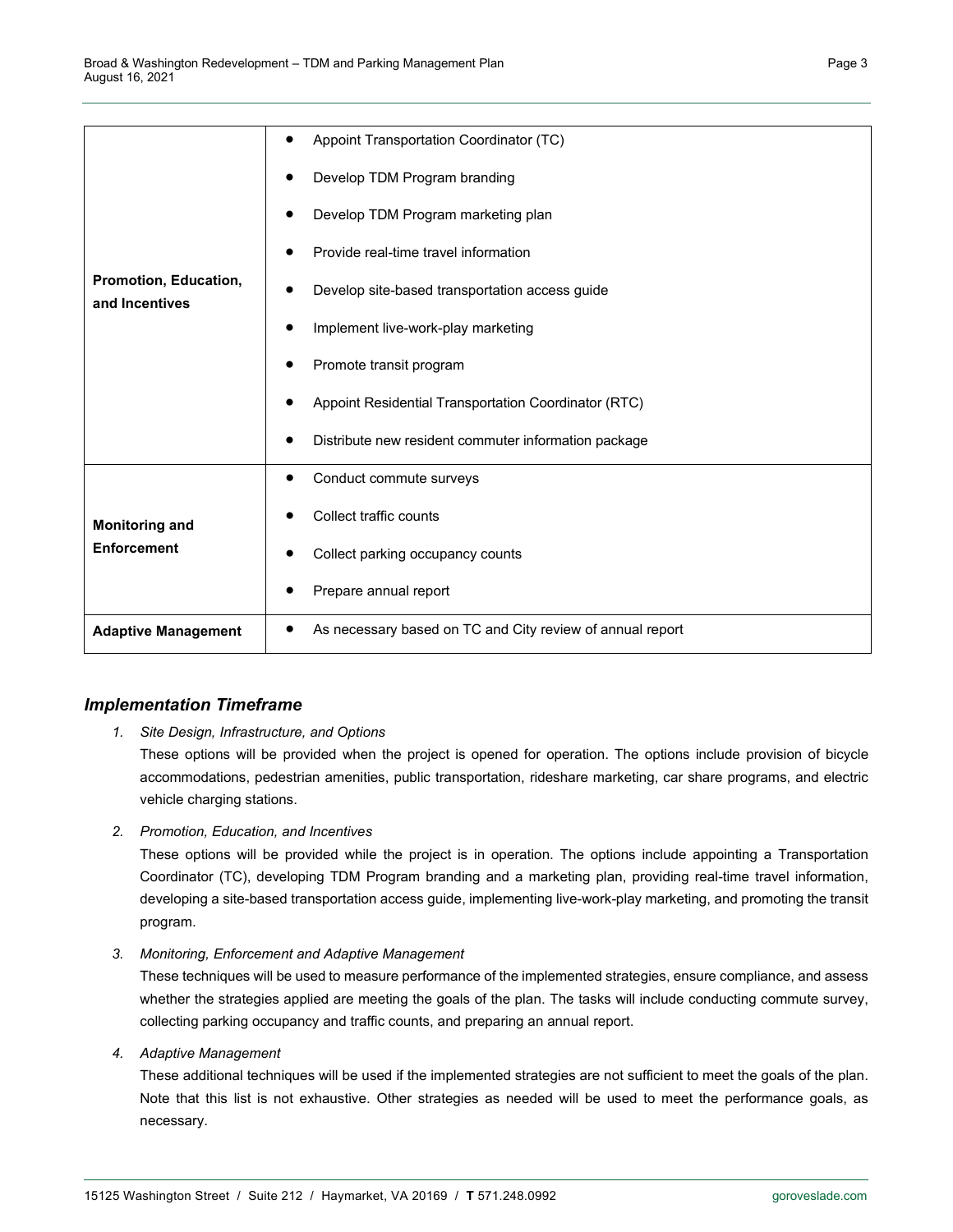| | |
|---|---|
| **Promotion, Education, and Incentives** | • Appoint Transportation Coordinator (TC)<br>• Develop TDM Program branding<br>• Develop TDM Program marketing plan<br>• Provide real-time travel information<br>• Develop site-based transportation access guide<br>• Implement live-work-play marketing<br>• Promote transit program<br>• Appoint Residential Transportation Coordinator (RTC)<br>• Distribute new resident commuter information package |
| **Monitoring and Enforcement** | • Conduct commute surveys<br>• Collect traffic counts<br>• Collect parking occupancy counts<br>• Prepare annual report |
| **Adaptive Management** | • As necessary based on TC and City review of annual report |

### *Implementation Timeframe*

1. *Site Design, Infrastructure, and Options*
   These options will be provided when the project is opened for operation. The options include provision of bicycle accommodations, pedestrian amenities, public transportation, rideshare marketing, car share programs, and electric vehicle charging stations.

2. *Promotion, Education, and Incentives*
   These options will be provided while the project is in operation. The options include appointing a Transportation Coordinator (TC), developing TDM Program branding and a marketing plan, providing real-time travel information, developing a site-based transportation access guide, implementing live-work-play marketing, and promoting the transit program.

3. *Monitoring, Enforcement and Adaptive Management*
   These techniques will be used to measure performance of the implemented strategies, ensure compliance, and assess whether the strategies applied are meeting the goals of the plan. The tasks will include conducting commute survey, collecting parking occupancy and traffic counts, and preparing an annual report.

4. *Adaptive Management*
   These additional techniques will be used if the implemented strategies are not sufficient to meet the goals of the plan. Note that this list is not exhaustive. Other strategies as needed will be used to meet the performance goals, as necessary.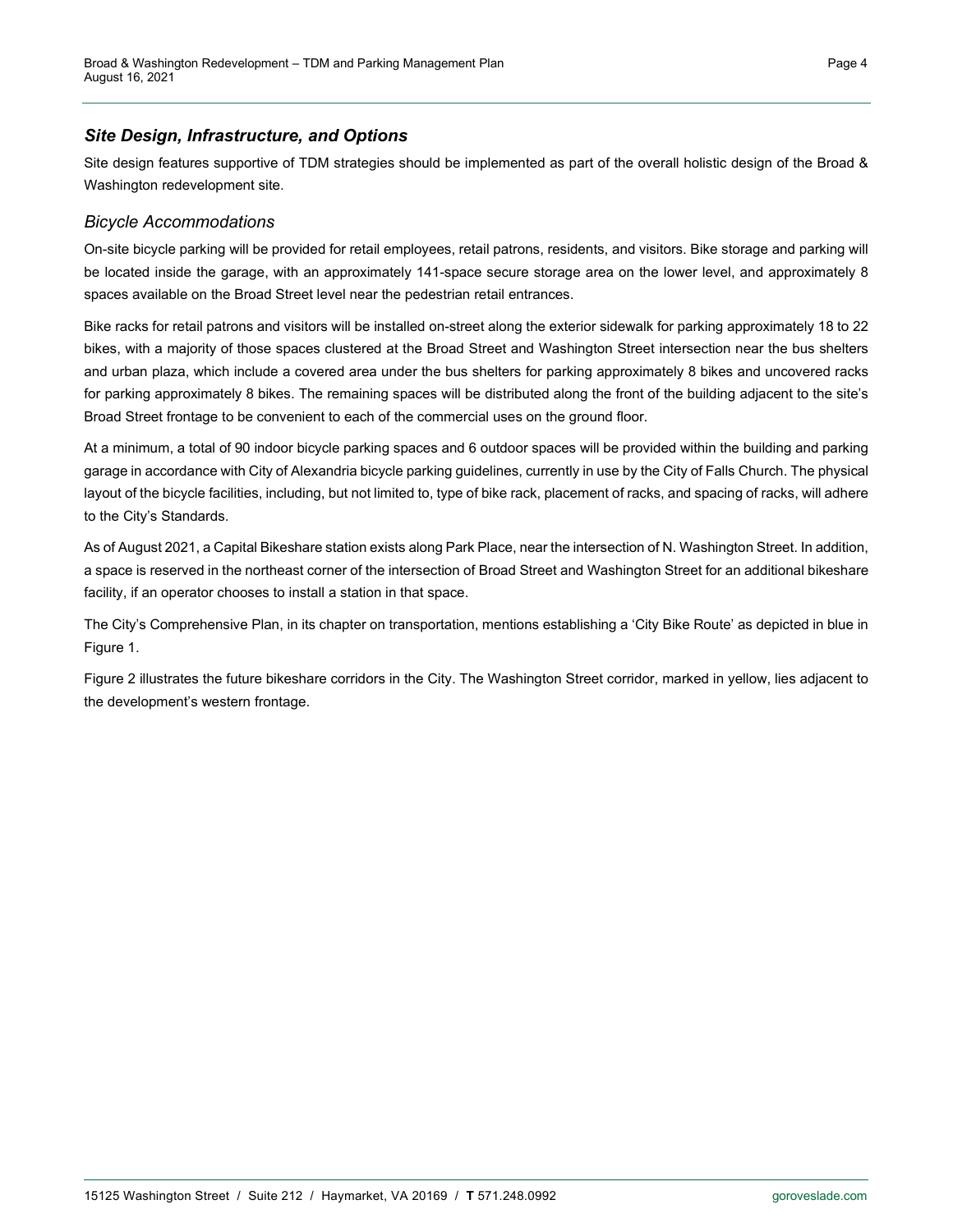## *Site Design, Infrastructure, and Options*

Site design features supportive of TDM strategies should be implemented as part of the overall holistic design of the Broad & Washington redevelopment site.

### *Bicycle Accommodations*

On-site bicycle parking will be provided for retail employees, retail patrons, residents, and visitors. Bike storage and parking will be located inside the garage, with an approximately 141-space secure storage area on the lower level, and approximately 8 spaces available on the Broad Street level near the pedestrian retail entrances.

Bike racks for retail patrons and visitors will be installed on-street along the exterior sidewalk for parking approximately 18 to 22 bikes, with a majority of those spaces clustered at the Broad Street and Washington Street intersection near the bus shelters and urban plaza, which include a covered area under the bus shelters for parking approximately 8 bikes and uncovered racks for parking approximately 8 bikes. The remaining spaces will be distributed along the front of the building adjacent to the site's Broad Street frontage to be convenient to each of the commercial uses on the ground floor.

At a minimum, a total of 90 indoor bicycle parking spaces and 6 outdoor spaces will be provided within the building and parking garage in accordance with City of Alexandria bicycle parking guidelines, currently in use by the City of Falls Church. The physical layout of the bicycle facilities, including, but not limited to, type of bike rack, placement of racks, and spacing of racks, will adhere to the City's Standards.

As of August 2021, a Capital Bikeshare station exists along Park Place, near the intersection of N. Washington Street. In addition, a space is reserved in the northeast corner of the intersection of Broad Street and Washington Street for an additional bikeshare facility, if an operator chooses to install a station in that space.

The City's Comprehensive Plan, in its chapter on transportation, mentions establishing a 'City Bike Route' as depicted in blue in Figure 1.

Figure 2 illustrates the future bikeshare corridors in the City. The Washington Street corridor, marked in yellow, lies adjacent to the development's western frontage.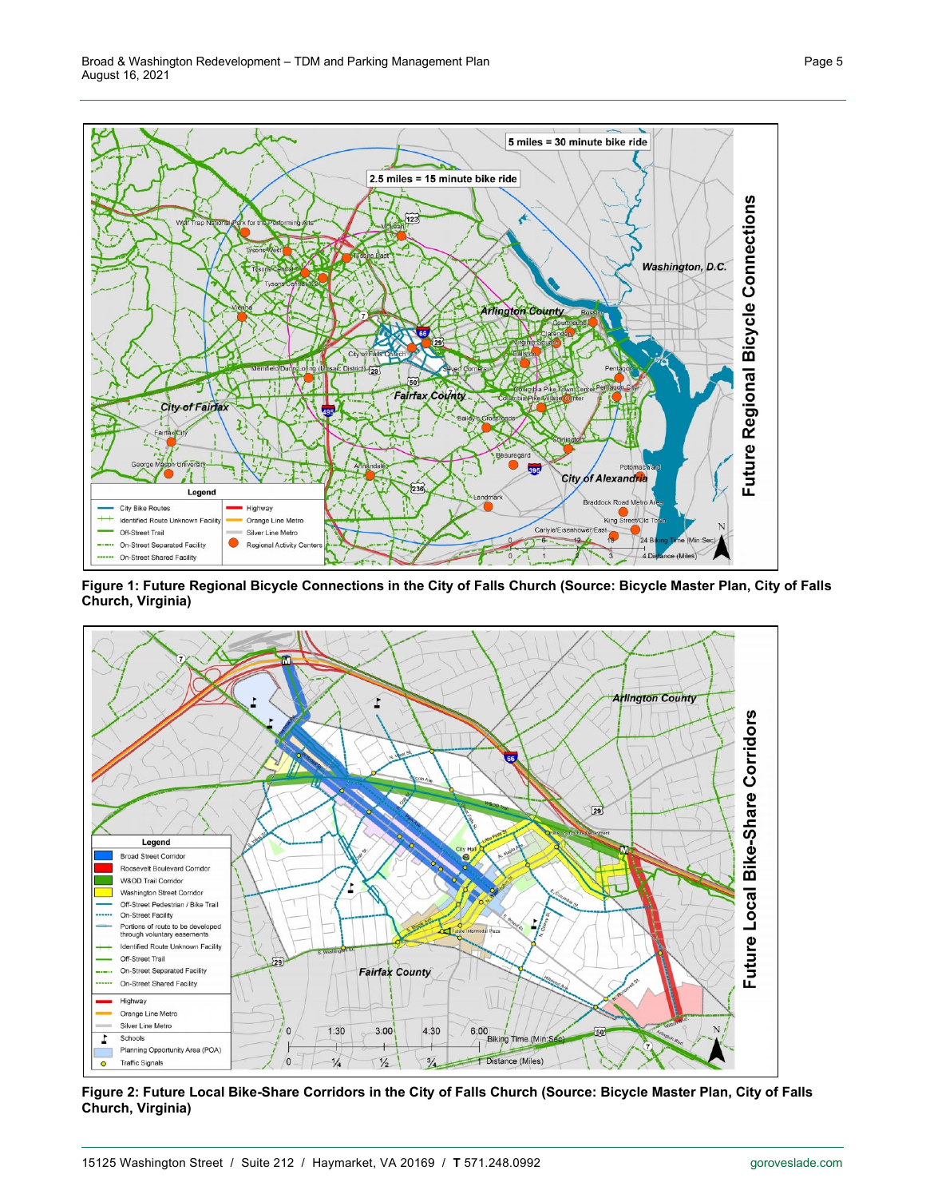**Figure 1: Future Regional Bicycle Connections in the City of Falls Church (Source: Bicycle Master Plan, City of Falls Church, Virginia)**

**Figure 2: Future Local Bike-Share Corridors in the City of Falls Church (Source: Bicycle Master Plan, City of Falls Church, Virginia)**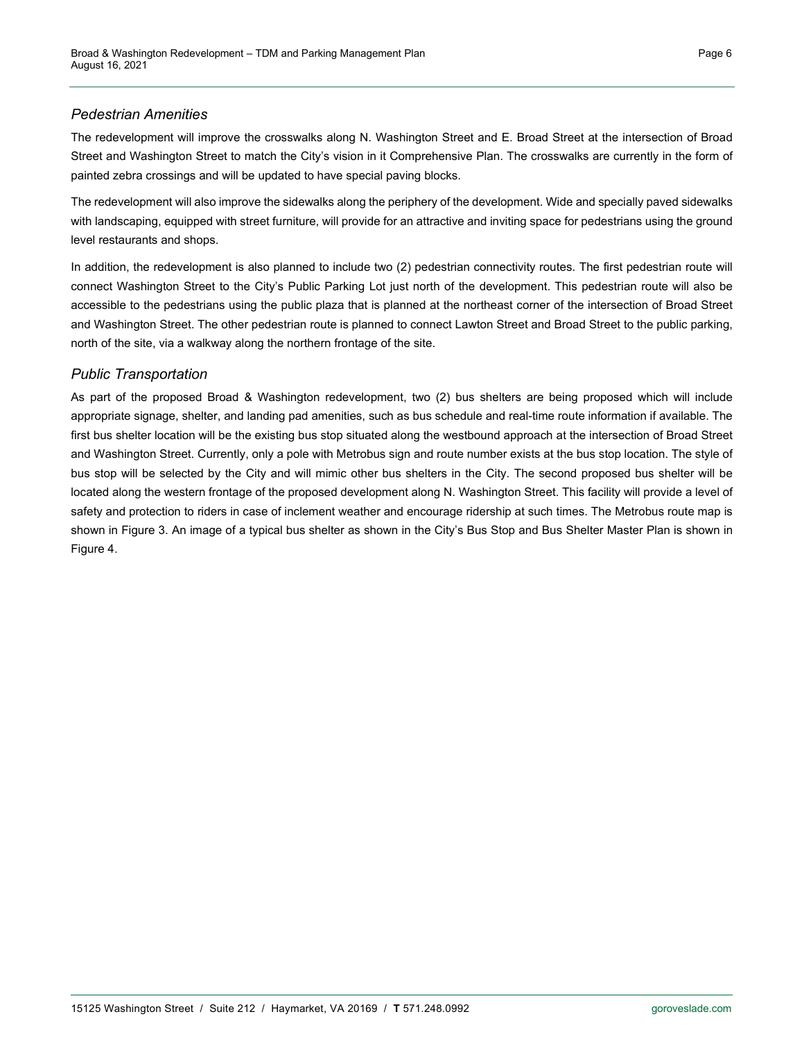## *Pedestrian Amenities*

The redevelopment will improve the crosswalks along N. Washington Street and E. Broad Street at the intersection of Broad Street and Washington Street to match the City's vision in it Comprehensive Plan. The crosswalks are currently in the form of painted zebra crossings and will be updated to have special paving blocks.

The redevelopment will also improve the sidewalks along the periphery of the development. Wide and specially paved sidewalks with landscaping, equipped with street furniture, will provide for an attractive and inviting space for pedestrians using the ground level restaurants and shops.

In addition, the redevelopment is also planned to include two (2) pedestrian connectivity routes. The first pedestrian route will connect Washington Street to the City's Public Parking Lot just north of the development. This pedestrian route will also be accessible to the pedestrians using the public plaza that is planned at the northeast corner of the intersection of Broad Street and Washington Street. The other pedestrian route is planned to connect Lawton Street and Broad Street to the public parking, north of the site, via a walkway along the northern frontage of the site.

## *Public Transportation*

As part of the proposed Broad & Washington redevelopment, two (2) bus shelters are being proposed which will include appropriate signage, shelter, and landing pad amenities, such as bus schedule and real-time route information if available. The first bus shelter location will be the existing bus stop situated along the westbound approach at the intersection of Broad Street and Washington Street. Currently, only a pole with Metrobus sign and route number exists at the bus stop location. The style of bus stop will be selected by the City and will mimic other bus shelters in the City. The second proposed bus shelter will be located along the western frontage of the proposed development along N. Washington Street. This facility will provide a level of safety and protection to riders in case of inclement weather and encourage ridership at such times. The Metrobus route map is shown in Figure 3. An image of a typical bus shelter as shown in the City's Bus Stop and Bus Shelter Master Plan is shown in Figure 4.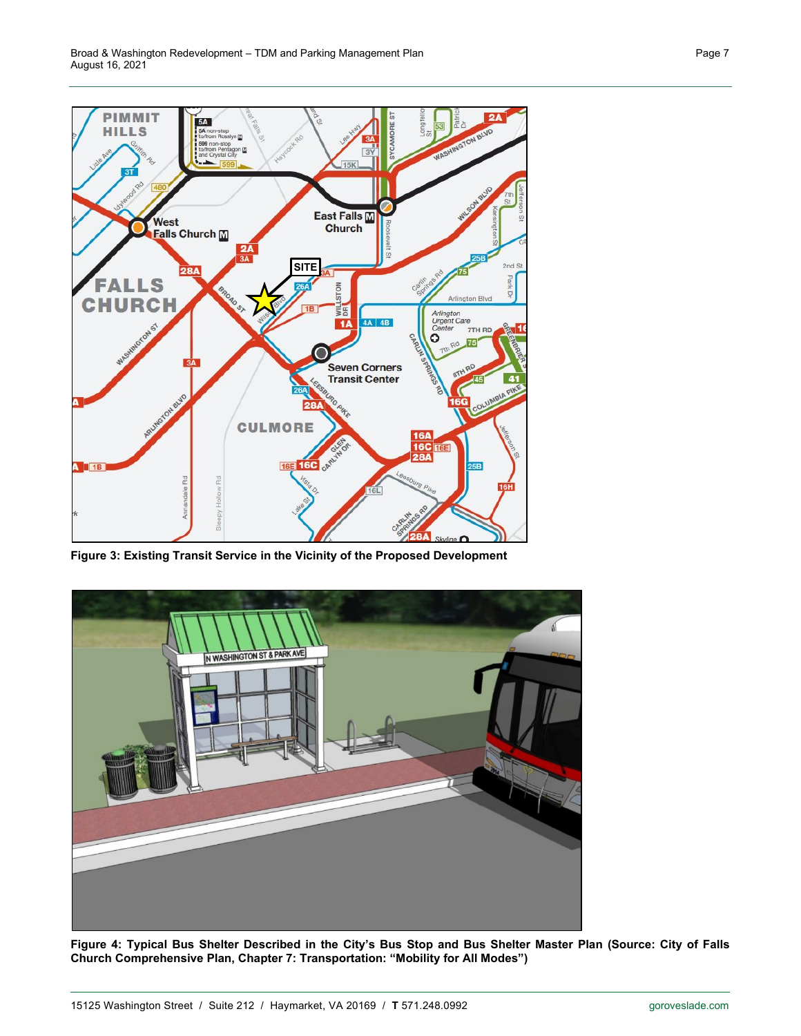Figure 3: Existing Transit Service in the Vicinity of the Proposed Development

Figure 4: Typical Bus Shelter Described in the City's Bus Stop and Bus Shelter Master Plan (Source: City of Falls Church Comprehensive Plan, Chapter 7: Transportation: "Mobility for All Modes")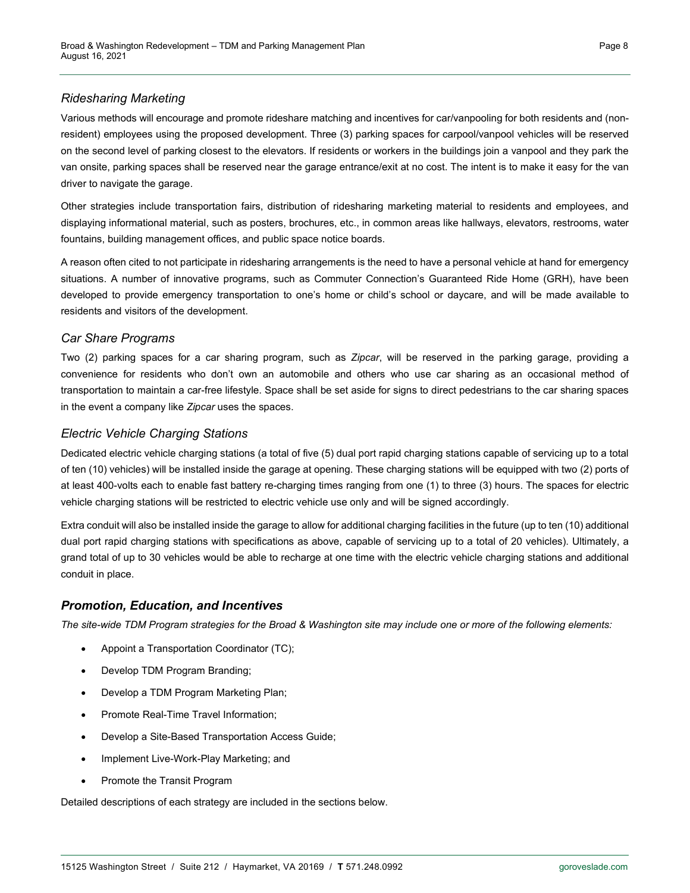### *Ridesharing Marketing*

Various methods will encourage and promote rideshare matching and incentives for car/vanpooling for both residents and (non-resident) employees using the proposed development. Three (3) parking spaces for carpool/vanpool vehicles will be reserved on the second level of parking closest to the elevators. If residents or workers in the buildings join a vanpool and they park the van onsite, parking spaces shall be reserved near the garage entrance/exit at no cost. The intent is to make it easy for the van driver to navigate the garage.

Other strategies include transportation fairs, distribution of ridesharing marketing material to residents and employees, and displaying informational material, such as posters, brochures, etc., in common areas like hallways, elevators, restrooms, water fountains, building management offices, and public space notice boards.

A reason often cited to not participate in ridesharing arrangements is the need to have a personal vehicle at hand for emergency situations. A number of innovative programs, such as Commuter Connection's Guaranteed Ride Home (GRH), have been developed to provide emergency transportation to one's home or child's school or daycare, and will be made available to residents and visitors of the development.

### *Car Share Programs*

Two (2) parking spaces for a car sharing program, such as *Zipcar*, will be reserved in the parking garage, providing a convenience for residents who don't own an automobile and others who use car sharing as an occasional method of transportation to maintain a car-free lifestyle. Space shall be set aside for signs to direct pedestrians to the car sharing spaces in the event a company like *Zipcar* uses the spaces.

### *Electric Vehicle Charging Stations*

Dedicated electric vehicle charging stations (a total of five (5) dual port rapid charging stations capable of servicing up to a total of ten (10) vehicles) will be installed inside the garage at opening. These charging stations will be equipped with two (2) ports of at least 400-volts each to enable fast battery re-charging times ranging from one (1) to three (3) hours. The spaces for electric vehicle charging stations will be restricted to electric vehicle use only and will be signed accordingly.

Extra conduit will also be installed inside the garage to allow for additional charging facilities in the future (up to ten (10) additional dual port rapid charging stations with specifications as above, capable of servicing up to a total of 20 vehicles). Ultimately, a grand total of up to 30 vehicles would be able to recharge at one time with the electric vehicle charging stations and additional conduit in place.

## ***Promotion, Education, and Incentives***

*The site-wide TDM Program strategies for the Broad & Washington site may include one or more of the following elements:*

- Appoint a Transportation Coordinator (TC);
- Develop TDM Program Branding;
- Develop a TDM Program Marketing Plan;
- Promote Real-Time Travel Information;
- Develop a Site-Based Transportation Access Guide;
- Implement Live-Work-Play Marketing; and
- Promote the Transit Program

Detailed descriptions of each strategy are included in the sections below.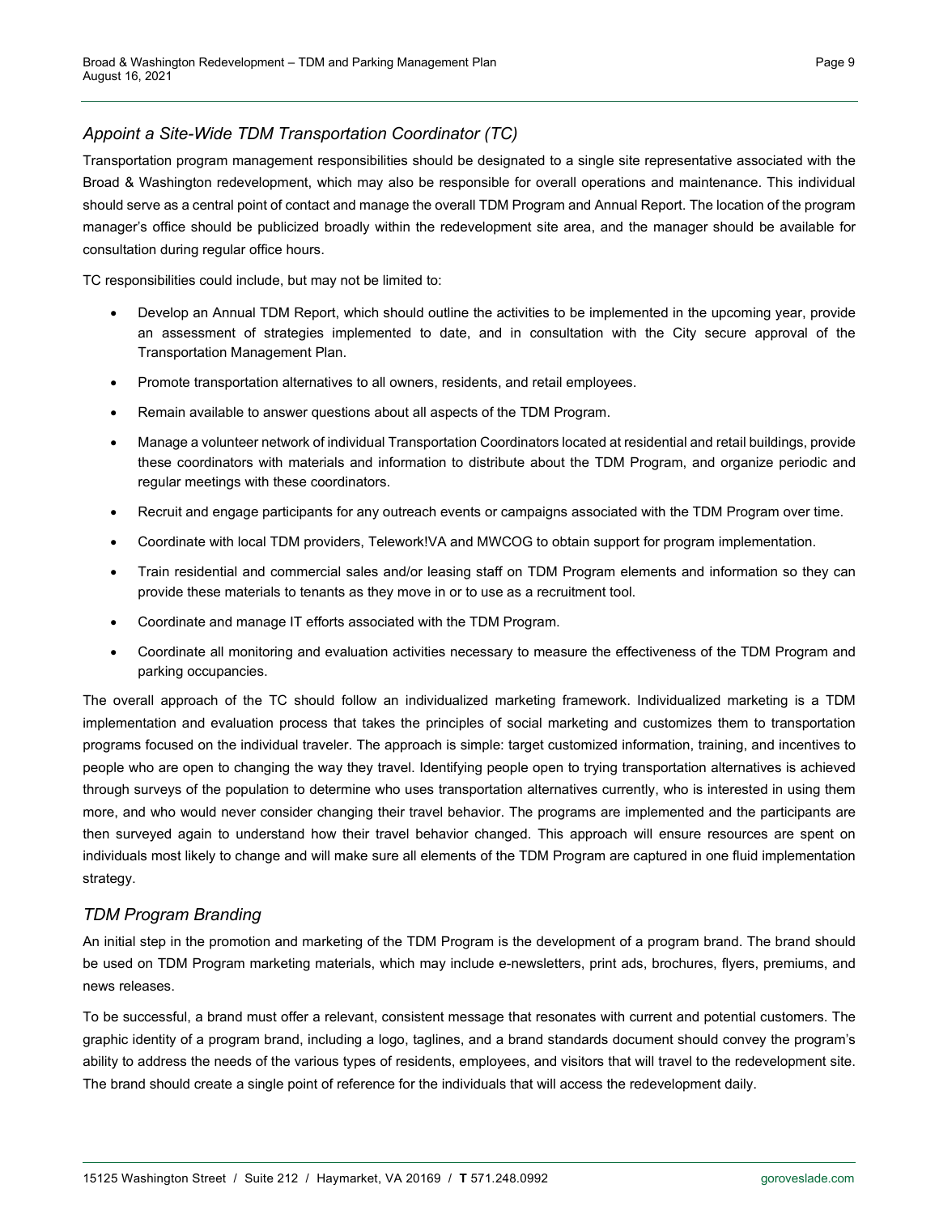### *Appoint a Site-Wide TDM Transportation Coordinator (TC)*

Transportation program management responsibilities should be designated to a single site representative associated with the Broad & Washington redevelopment, which may also be responsible for overall operations and maintenance. This individual should serve as a central point of contact and manage the overall TDM Program and Annual Report. The location of the program manager's office should be publicized broadly within the redevelopment site area, and the manager should be available for consultation during regular office hours.

TC responsibilities could include, but may not be limited to:

- Develop an Annual TDM Report, which should outline the activities to be implemented in the upcoming year, provide an assessment of strategies implemented to date, and in consultation with the City secure approval of the Transportation Management Plan.
- Promote transportation alternatives to all owners, residents, and retail employees.
- Remain available to answer questions about all aspects of the TDM Program.
- Manage a volunteer network of individual Transportation Coordinators located at residential and retail buildings, provide these coordinators with materials and information to distribute about the TDM Program, and organize periodic and regular meetings with these coordinators.
- Recruit and engage participants for any outreach events or campaigns associated with the TDM Program over time.
- Coordinate with local TDM providers, Telework!VA and MWCOG to obtain support for program implementation.
- Train residential and commercial sales and/or leasing staff on TDM Program elements and information so they can provide these materials to tenants as they move in or to use as a recruitment tool.
- Coordinate and manage IT efforts associated with the TDM Program.
- Coordinate all monitoring and evaluation activities necessary to measure the effectiveness of the TDM Program and parking occupancies.

The overall approach of the TC should follow an individualized marketing framework. Individualized marketing is a TDM implementation and evaluation process that takes the principles of social marketing and customizes them to transportation programs focused on the individual traveler. The approach is simple: target customized information, training, and incentives to people who are open to changing the way they travel. Identifying people open to trying transportation alternatives is achieved through surveys of the population to determine who uses transportation alternatives currently, who is interested in using them more, and who would never consider changing their travel behavior. The programs are implemented and the participants are then surveyed again to understand how their travel behavior changed. This approach will ensure resources are spent on individuals most likely to change and will make sure all elements of the TDM Program are captured in one fluid implementation strategy.

### *TDM Program Branding*

An initial step in the promotion and marketing of the TDM Program is the development of a program brand. The brand should be used on TDM Program marketing materials, which may include e-newsletters, print ads, brochures, flyers, premiums, and news releases.

To be successful, a brand must offer a relevant, consistent message that resonates with current and potential customers. The graphic identity of a program brand, including a logo, taglines, and a brand standards document should convey the program's ability to address the needs of the various types of residents, employees, and visitors that will travel to the redevelopment site. The brand should create a single point of reference for the individuals that will access the redevelopment daily.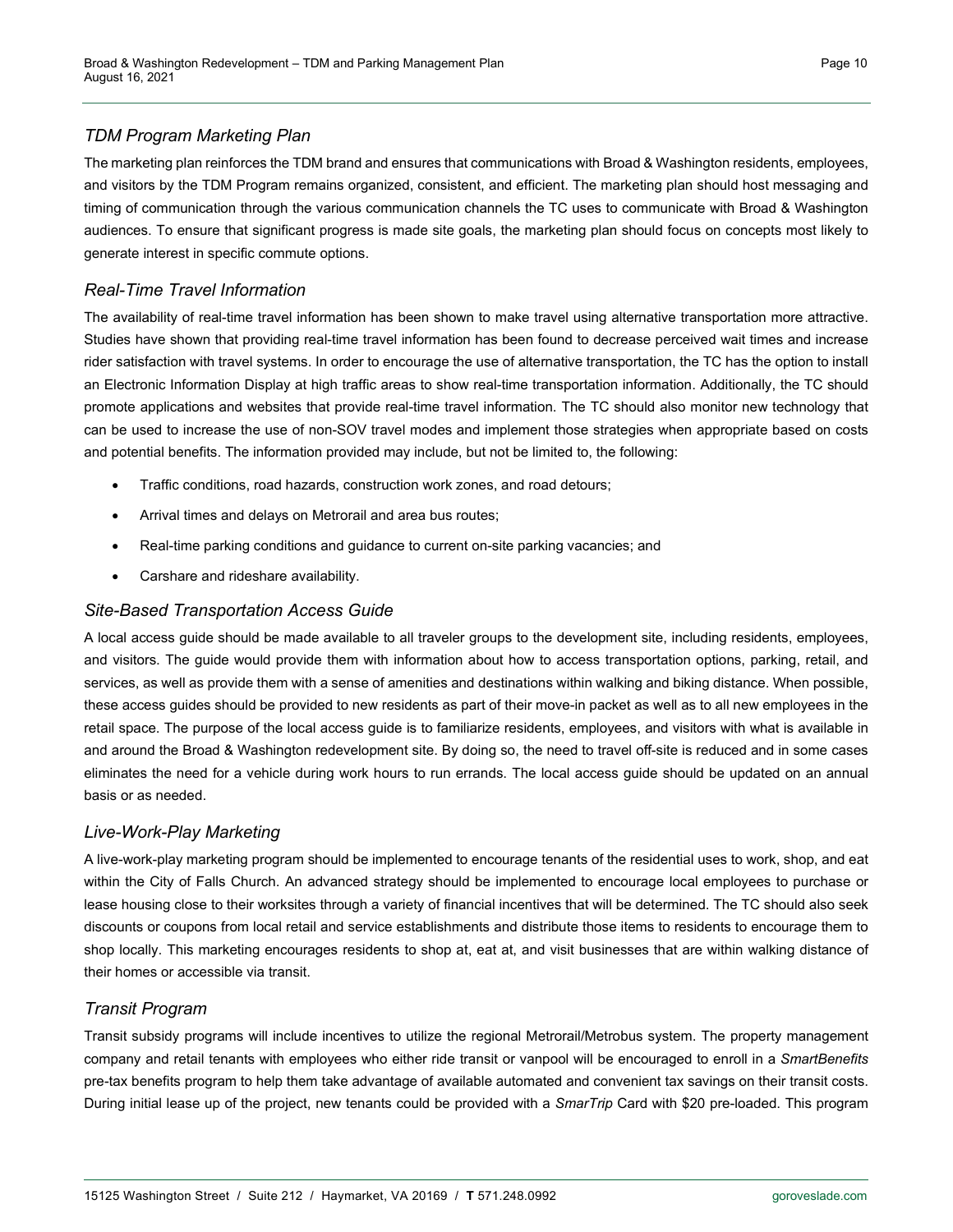### *TDM Program Marketing Plan*

The marketing plan reinforces the TDM brand and ensures that communications with Broad & Washington residents, employees, and visitors by the TDM Program remains organized, consistent, and efficient. The marketing plan should host messaging and timing of communication through the various communication channels the TC uses to communicate with Broad & Washington audiences. To ensure that significant progress is made site goals, the marketing plan should focus on concepts most likely to generate interest in specific commute options.

### *Real-Time Travel Information*

The availability of real-time travel information has been shown to make travel using alternative transportation more attractive. Studies have shown that providing real-time travel information has been found to decrease perceived wait times and increase rider satisfaction with travel systems. In order to encourage the use of alternative transportation, the TC has the option to install an Electronic Information Display at high traffic areas to show real-time transportation information. Additionally, the TC should promote applications and websites that provide real-time travel information. The TC should also monitor new technology that can be used to increase the use of non-SOV travel modes and implement those strategies when appropriate based on costs and potential benefits. The information provided may include, but not be limited to, the following:

- Traffic conditions, road hazards, construction work zones, and road detours;
- Arrival times and delays on Metrorail and area bus routes;
- Real-time parking conditions and guidance to current on-site parking vacancies; and
- Carshare and rideshare availability.

### *Site-Based Transportation Access Guide*

A local access guide should be made available to all traveler groups to the development site, including residents, employees, and visitors. The guide would provide them with information about how to access transportation options, parking, retail, and services, as well as provide them with a sense of amenities and destinations within walking and biking distance. When possible, these access guides should be provided to new residents as part of their move-in packet as well as to all new employees in the retail space. The purpose of the local access guide is to familiarize residents, employees, and visitors with what is available in and around the Broad & Washington redevelopment site. By doing so, the need to travel off-site is reduced and in some cases eliminates the need for a vehicle during work hours to run errands. The local access guide should be updated on an annual basis or as needed.

### *Live-Work-Play Marketing*

A live-work-play marketing program should be implemented to encourage tenants of the residential uses to work, shop, and eat within the City of Falls Church. An advanced strategy should be implemented to encourage local employees to purchase or lease housing close to their worksites through a variety of financial incentives that will be determined. The TC should also seek discounts or coupons from local retail and service establishments and distribute those items to residents to encourage them to shop locally. This marketing encourages residents to shop at, eat at, and visit businesses that are within walking distance of their homes or accessible via transit.

### *Transit Program*

Transit subsidy programs will include incentives to utilize the regional Metrorail/Metrobus system. The property management company and retail tenants with employees who either ride transit or vanpool will be encouraged to enroll in a *SmartBenefits* pre-tax benefits program to help them take advantage of available automated and convenient tax savings on their transit costs. During initial lease up of the project, new tenants could be provided with a *SmarTrip* Card with $20 pre-loaded. This program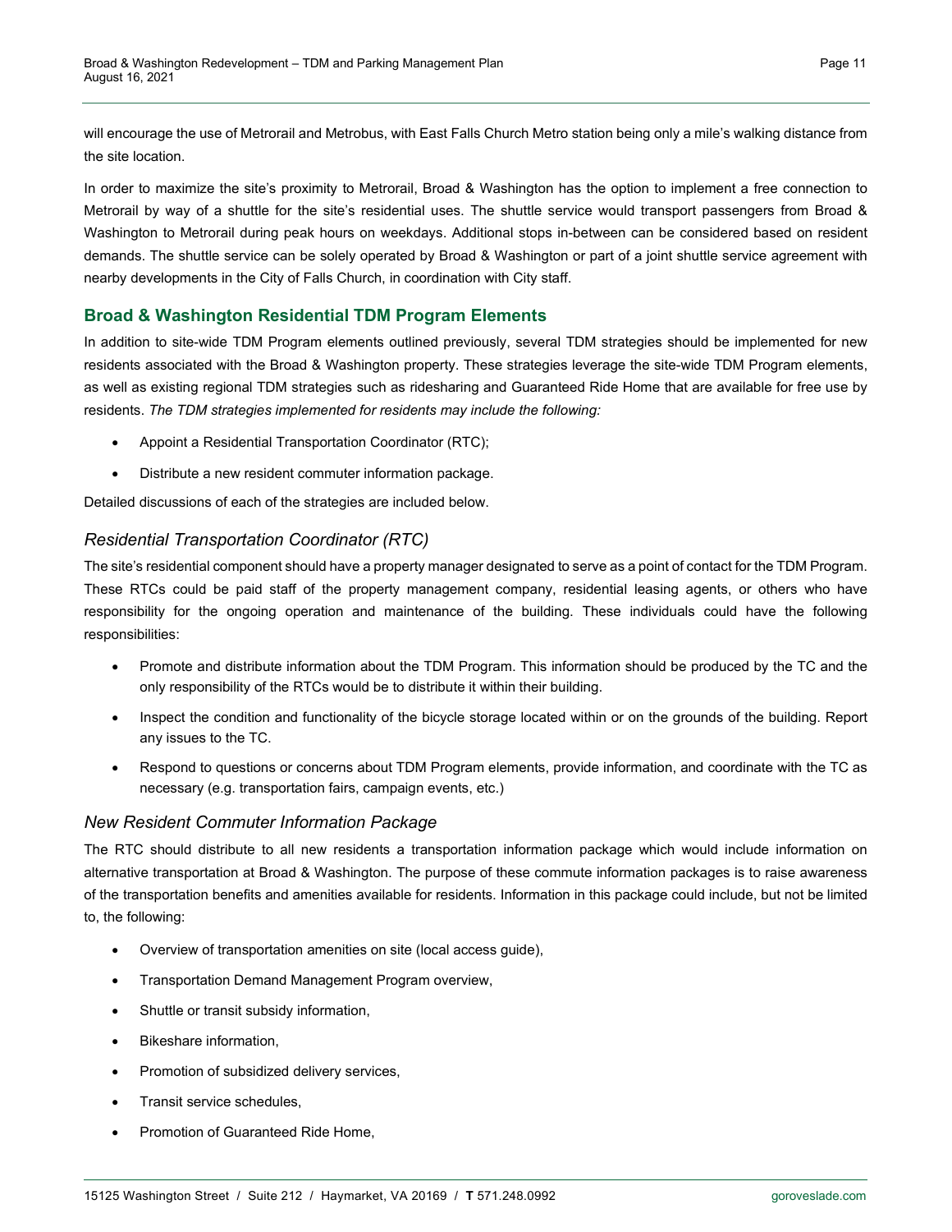will encourage the use of Metrorail and Metrobus, with East Falls Church Metro station being only a mile's walking distance from the site location.

In order to maximize the site's proximity to Metrorail, Broad & Washington has the option to implement a free connection to Metrorail by way of a shuttle for the site's residential uses. The shuttle service would transport passengers from Broad & Washington to Metrorail during peak hours on weekdays. Additional stops in-between can be considered based on resident demands. The shuttle service can be solely operated by Broad & Washington or part of a joint shuttle service agreement with nearby developments in the City of Falls Church, in coordination with City staff.

## Broad & Washington Residential TDM Program Elements

In addition to site-wide TDM Program elements outlined previously, several TDM strategies should be implemented for new residents associated with the Broad & Washington property. These strategies leverage the site-wide TDM Program elements, as well as existing regional TDM strategies such as ridesharing and Guaranteed Ride Home that are available for free use by residents. *The TDM strategies implemented for residents may include the following:*

- Appoint a Residential Transportation Coordinator (RTC);
- Distribute a new resident commuter information package.

Detailed discussions of each of the strategies are included below.

### *Residential Transportation Coordinator (RTC)*

The site's residential component should have a property manager designated to serve as a point of contact for the TDM Program. These RTCs could be paid staff of the property management company, residential leasing agents, or others who have responsibility for the ongoing operation and maintenance of the building. These individuals could have the following responsibilities:

- Promote and distribute information about the TDM Program. This information should be produced by the TC and the only responsibility of the RTCs would be to distribute it within their building.
- Inspect the condition and functionality of the bicycle storage located within or on the grounds of the building. Report any issues to the TC.
- Respond to questions or concerns about TDM Program elements, provide information, and coordinate with the TC as necessary (e.g. transportation fairs, campaign events, etc.)

### *New Resident Commuter Information Package*

The RTC should distribute to all new residents a transportation information package which would include information on alternative transportation at Broad & Washington. The purpose of these commute information packages is to raise awareness of the transportation benefits and amenities available for residents. Information in this package could include, but not be limited to, the following:

- Overview of transportation amenities on site (local access guide),
- Transportation Demand Management Program overview,
- Shuttle or transit subsidy information,
- Bikeshare information,
- Promotion of subsidized delivery services,
- Transit service schedules,
- Promotion of Guaranteed Ride Home,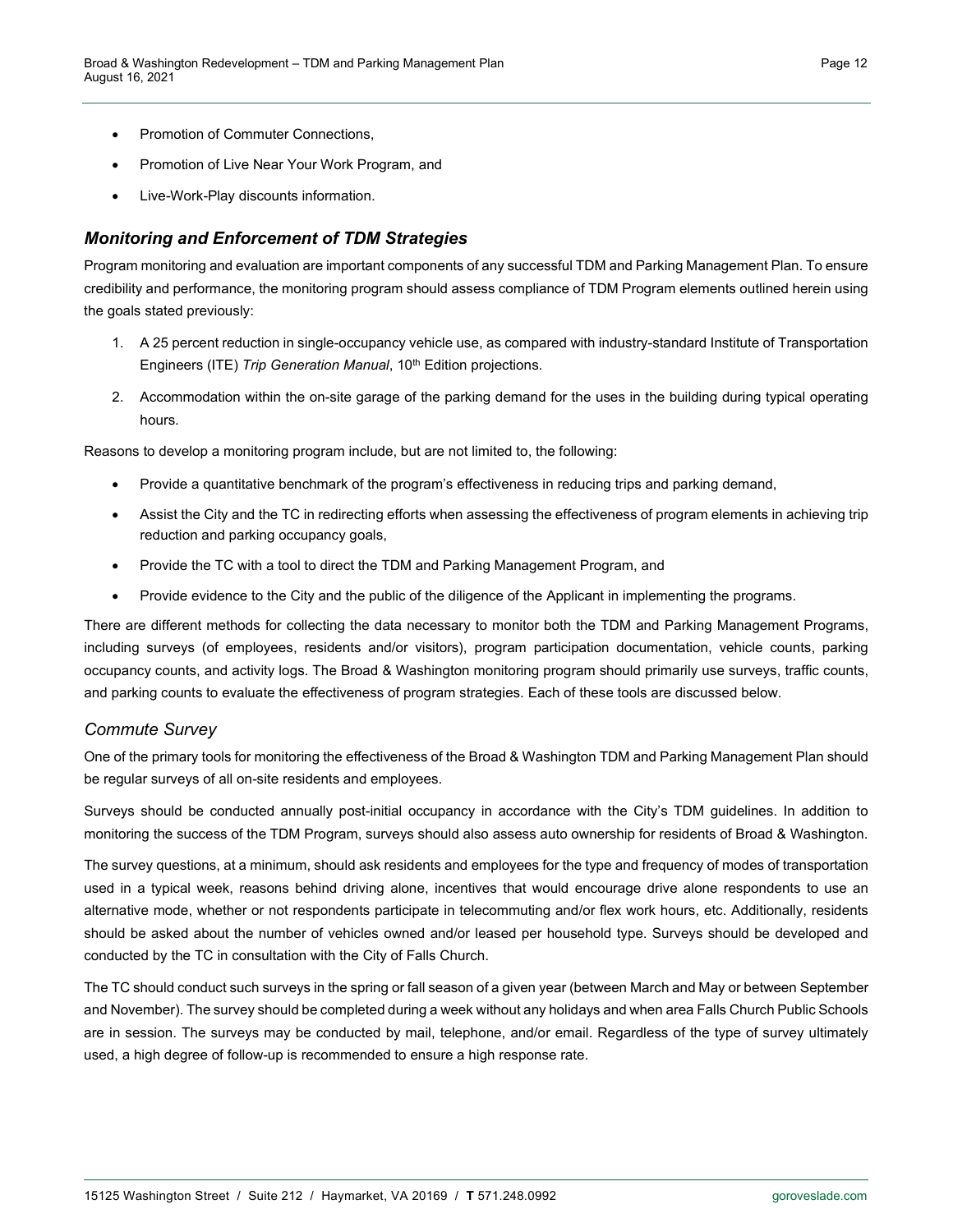- Promotion of Commuter Connections,
- Promotion of Live Near Your Work Program, and
- Live-Work-Play discounts information.

## *Monitoring and Enforcement of TDM Strategies*

Program monitoring and evaluation are important components of any successful TDM and Parking Management Plan. To ensure credibility and performance, the monitoring program should assess compliance of TDM Program elements outlined herein using the goals stated previously:

1. A 25 percent reduction in single-occupancy vehicle use, as compared with industry-standard Institute of Transportation Engineers (ITE) *Trip Generation Manual*, 10th Edition projections.
2. Accommodation within the on-site garage of the parking demand for the uses in the building during typical operating hours.

Reasons to develop a monitoring program include, but are not limited to, the following:

- Provide a quantitative benchmark of the program's effectiveness in reducing trips and parking demand,
- Assist the City and the TC in redirecting efforts when assessing the effectiveness of program elements in achieving trip reduction and parking occupancy goals,
- Provide the TC with a tool to direct the TDM and Parking Management Program, and
- Provide evidence to the City and the public of the diligence of the Applicant in implementing the programs.

There are different methods for collecting the data necessary to monitor both the TDM and Parking Management Programs, including surveys (of employees, residents and/or visitors), program participation documentation, vehicle counts, parking occupancy counts, and activity logs. The Broad & Washington monitoring program should primarily use surveys, traffic counts, and parking counts to evaluate the effectiveness of program strategies. Each of these tools are discussed below.

### *Commute Survey*

One of the primary tools for monitoring the effectiveness of the Broad & Washington TDM and Parking Management Plan should be regular surveys of all on-site residents and employees.

Surveys should be conducted annually post-initial occupancy in accordance with the City's TDM guidelines. In addition to monitoring the success of the TDM Program, surveys should also assess auto ownership for residents of Broad & Washington.

The survey questions, at a minimum, should ask residents and employees for the type and frequency of modes of transportation used in a typical week, reasons behind driving alone, incentives that would encourage drive alone respondents to use an alternative mode, whether or not respondents participate in telecommuting and/or flex work hours, etc. Additionally, residents should be asked about the number of vehicles owned and/or leased per household type. Surveys should be developed and conducted by the TC in consultation with the City of Falls Church.

The TC should conduct such surveys in the spring or fall season of a given year (between March and May or between September and November). The survey should be completed during a week without any holidays and when area Falls Church Public Schools are in session. The surveys may be conducted by mail, telephone, and/or email. Regardless of the type of survey ultimately used, a high degree of follow-up is recommended to ensure a high response rate.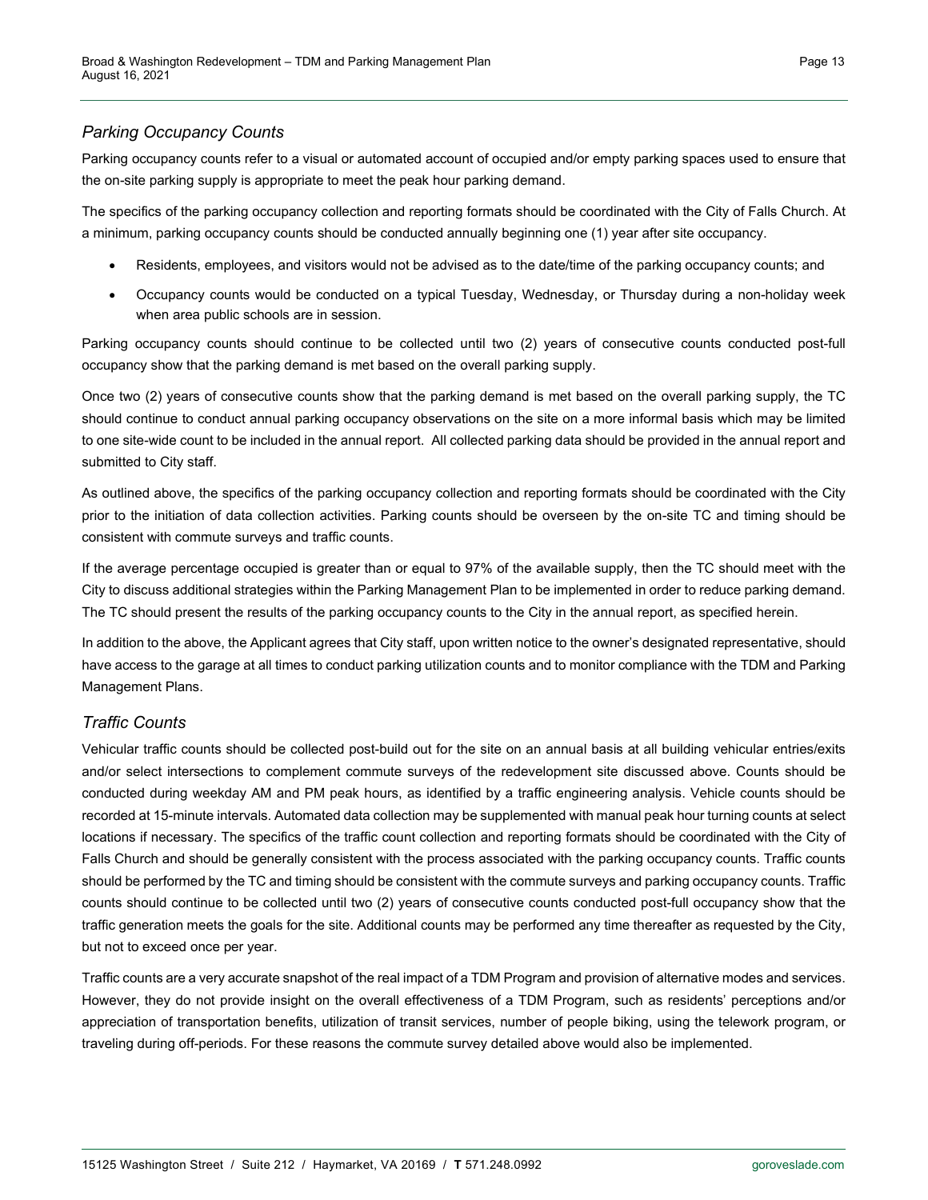### *Parking Occupancy Counts*

Parking occupancy counts refer to a visual or automated account of occupied and/or empty parking spaces used to ensure that the on-site parking supply is appropriate to meet the peak hour parking demand.

The specifics of the parking occupancy collection and reporting formats should be coordinated with the City of Falls Church. At a minimum, parking occupancy counts should be conducted annually beginning one (1) year after site occupancy.

- Residents, employees, and visitors would not be advised as to the date/time of the parking occupancy counts; and
- Occupancy counts would be conducted on a typical Tuesday, Wednesday, or Thursday during a non-holiday week when area public schools are in session.

Parking occupancy counts should continue to be collected until two (2) years of consecutive counts conducted post-full occupancy show that the parking demand is met based on the overall parking supply.

Once two (2) years of consecutive counts show that the parking demand is met based on the overall parking supply, the TC should continue to conduct annual parking occupancy observations on the site on a more informal basis which may be limited to one site-wide count to be included in the annual report. All collected parking data should be provided in the annual report and submitted to City staff.

As outlined above, the specifics of the parking occupancy collection and reporting formats should be coordinated with the City prior to the initiation of data collection activities. Parking counts should be overseen by the on-site TC and timing should be consistent with commute surveys and traffic counts.

If the average percentage occupied is greater than or equal to 97% of the available supply, then the TC should meet with the City to discuss additional strategies within the Parking Management Plan to be implemented in order to reduce parking demand. The TC should present the results of the parking occupancy counts to the City in the annual report, as specified herein.

In addition to the above, the Applicant agrees that City staff, upon written notice to the owner's designated representative, should have access to the garage at all times to conduct parking utilization counts and to monitor compliance with the TDM and Parking Management Plans.

### *Traffic Counts*

Vehicular traffic counts should be collected post-build out for the site on an annual basis at all building vehicular entries/exits and/or select intersections to complement commute surveys of the redevelopment site discussed above. Counts should be conducted during weekday AM and PM peak hours, as identified by a traffic engineering analysis. Vehicle counts should be recorded at 15-minute intervals. Automated data collection may be supplemented with manual peak hour turning counts at select locations if necessary. The specifics of the traffic count collection and reporting formats should be coordinated with the City of Falls Church and should be generally consistent with the process associated with the parking occupancy counts. Traffic counts should be performed by the TC and timing should be consistent with the commute surveys and parking occupancy counts. Traffic counts should continue to be collected until two (2) years of consecutive counts conducted post-full occupancy show that the traffic generation meets the goals for the site. Additional counts may be performed any time thereafter as requested by the City, but not to exceed once per year.

Traffic counts are a very accurate snapshot of the real impact of a TDM Program and provision of alternative modes and services. However, they do not provide insight on the overall effectiveness of a TDM Program, such as residents' perceptions and/or appreciation of transportation benefits, utilization of transit services, number of people biking, using the telework program, or traveling during off-periods. For these reasons the commute survey detailed above would also be implemented.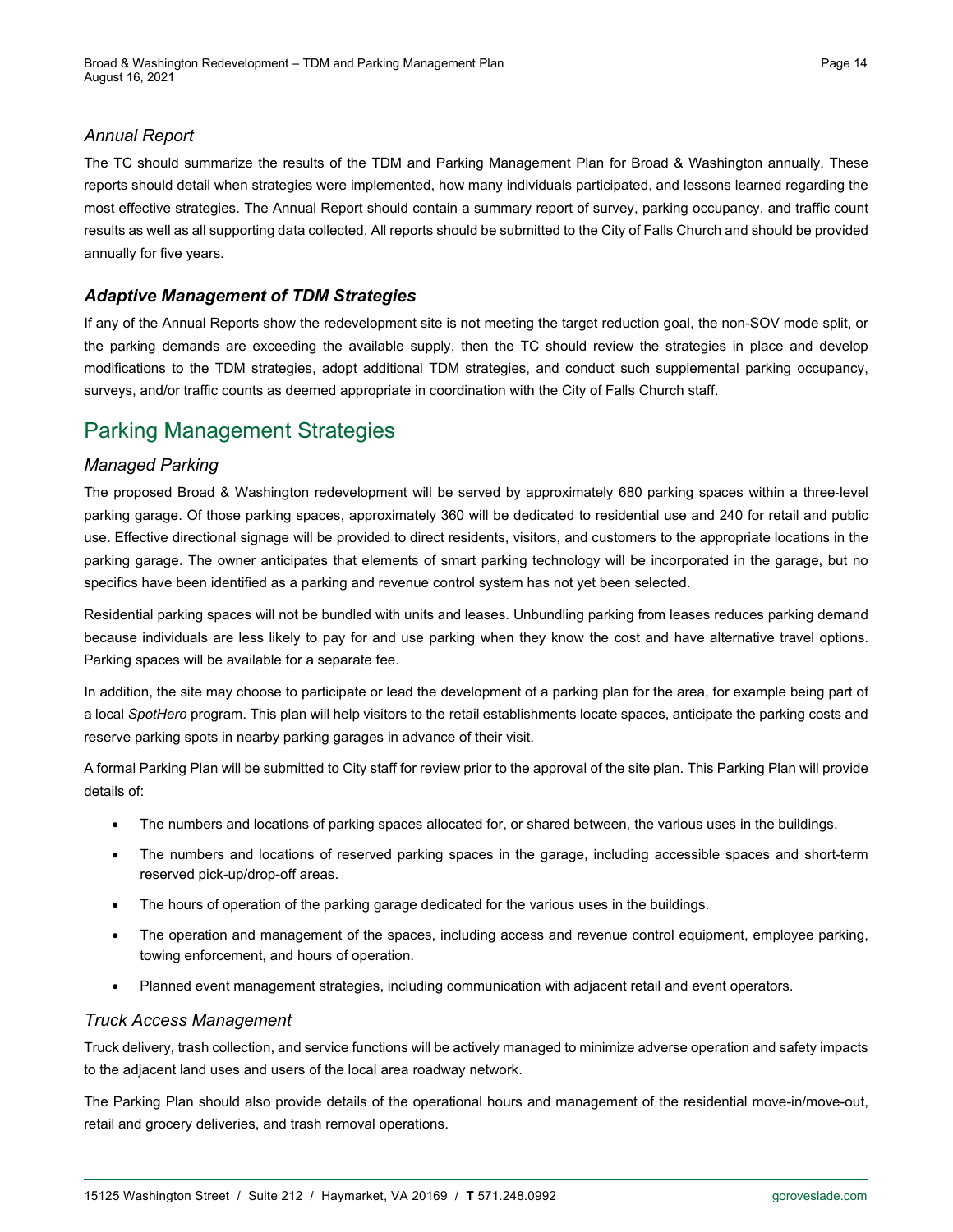### *Annual Report*

The TC should summarize the results of the TDM and Parking Management Plan for Broad & Washington annually. These reports should detail when strategies were implemented, how many individuals participated, and lessons learned regarding the most effective strategies. The Annual Report should contain a summary report of survey, parking occupancy, and traffic count results as well as all supporting data collected. All reports should be submitted to the City of Falls Church and should be provided annually for five years.

### ***Adaptive Management of TDM Strategies***

If any of the Annual Reports show the redevelopment site is not meeting the target reduction goal, the non-SOV mode split, or the parking demands are exceeding the available supply, then the TC should review the strategies in place and develop modifications to the TDM strategies, adopt additional TDM strategies, and conduct such supplemental parking occupancy, surveys, and/or traffic counts as deemed appropriate in coordination with the City of Falls Church staff.

## Parking Management Strategies

### *Managed Parking*

The proposed Broad & Washington redevelopment will be served by approximately 680 parking spaces within a three-level parking garage. Of those parking spaces, approximately 360 will be dedicated to residential use and 240 for retail and public use. Effective directional signage will be provided to direct residents, visitors, and customers to the appropriate locations in the parking garage. The owner anticipates that elements of smart parking technology will be incorporated in the garage, but no specifics have been identified as a parking and revenue control system has not yet been selected.

Residential parking spaces will not be bundled with units and leases. Unbundling parking from leases reduces parking demand because individuals are less likely to pay for and use parking when they know the cost and have alternative travel options. Parking spaces will be available for a separate fee.

In addition, the site may choose to participate or lead the development of a parking plan for the area, for example being part of a local *SpotHero* program. This plan will help visitors to the retail establishments locate spaces, anticipate the parking costs and reserve parking spots in nearby parking garages in advance of their visit.

A formal Parking Plan will be submitted to City staff for review prior to the approval of the site plan. This Parking Plan will provide details of:

- The numbers and locations of parking spaces allocated for, or shared between, the various uses in the buildings.
- The numbers and locations of reserved parking spaces in the garage, including accessible spaces and short-term reserved pick-up/drop-off areas.
- The hours of operation of the parking garage dedicated for the various uses in the buildings.
- The operation and management of the spaces, including access and revenue control equipment, employee parking, towing enforcement, and hours of operation.
- Planned event management strategies, including communication with adjacent retail and event operators.

### *Truck Access Management*

Truck delivery, trash collection, and service functions will be actively managed to minimize adverse operation and safety impacts to the adjacent land uses and users of the local area roadway network.

The Parking Plan should also provide details of the operational hours and management of the residential move-in/move-out, retail and grocery deliveries, and trash removal operations.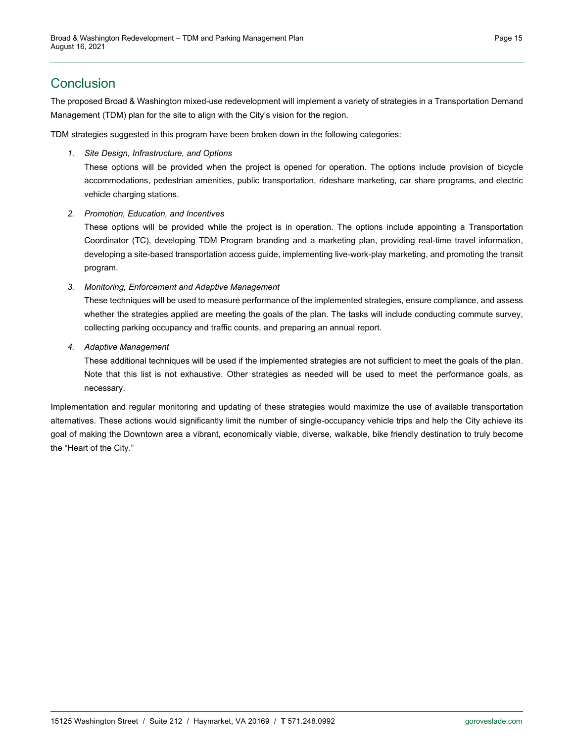## Conclusion

The proposed Broad & Washington mixed-use redevelopment will implement a variety of strategies in a Transportation Demand Management (TDM) plan for the site to align with the City's vision for the region.

TDM strategies suggested in this program have been broken down in the following categories:

1. *Site Design, Infrastructure, and Options*

   These options will be provided when the project is opened for operation. The options include provision of bicycle accommodations, pedestrian amenities, public transportation, rideshare marketing, car share programs, and electric vehicle charging stations.

2. *Promotion, Education, and Incentives*

   These options will be provided while the project is in operation. The options include appointing a Transportation Coordinator (TC), developing TDM Program branding and a marketing plan, providing real-time travel information, developing a site-based transportation access guide, implementing live-work-play marketing, and promoting the transit program.

3. *Monitoring, Enforcement and Adaptive Management*

   These techniques will be used to measure performance of the implemented strategies, ensure compliance, and assess whether the strategies applied are meeting the goals of the plan. The tasks will include conducting commute survey, collecting parking occupancy and traffic counts, and preparing an annual report.

4. *Adaptive Management*

   These additional techniques will be used if the implemented strategies are not sufficient to meet the goals of the plan. Note that this list is not exhaustive. Other strategies as needed will be used to meet the performance goals, as necessary.

Implementation and regular monitoring and updating of these strategies would maximize the use of available transportation alternatives. These actions would significantly limit the number of single-occupancy vehicle trips and help the City achieve its goal of making the Downtown area a vibrant, economically viable, diverse, walkable, bike friendly destination to truly become the "Heart of the City."